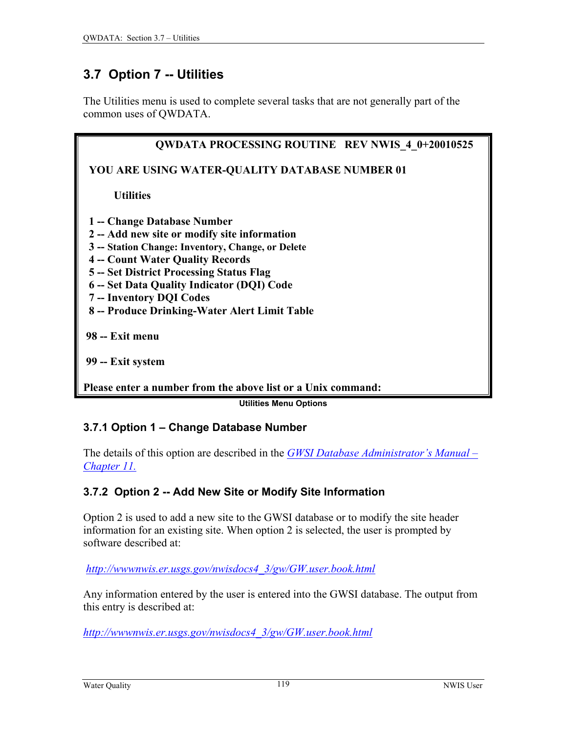## 3.7 Option 7 -- Utilities

The Utilities menu is used to complete several tasks that are not generally part of the common uses of QWDATA.

```
QWDATA PROCESSING ROUTINE   REV NWIS_4_0+20010525

YOU ARE USING WATER-QUALITY DATABASE NUMBER 01

     Utilities

1 -- Change Database Number
2 -- Add new site or modify site information
3 -- Station Change: Inventory, Change, or Delete
4 -- Count Water Quality Records
5 -- Set District Processing Status Flag
6 -- Set Data Quality Indicator (DQI) Code
7 -- Inventory DQI Codes
8 -- Produce Drinking-Water Alert Limit Table

98 -- Exit menu

99 -- Exit system

Please enter a number from the above list or a Unix command:
```

**Utilities Menu Options**

### 3.7.1 Option 1 – Change Database Number

The details of this option are described in the *GWSI Database Administrator's Manual – Chapter 11.*

### 3.7.2 Option 2 -- Add New Site or Modify Site Information

Option 2 is used to add a new site to the GWSI database or to modify the site header information for an existing site. When option 2 is selected, the user is prompted by software described at:

*http://wwwnwis.er.usgs.gov/nwisdocs4_3/gw/GW.user.book.html*

Any information entered by the user is entered into the GWSI database. The output from this entry is described at:

*http://wwwnwis.er.usgs.gov/nwisdocs4_3/gw/GW.user.book.html*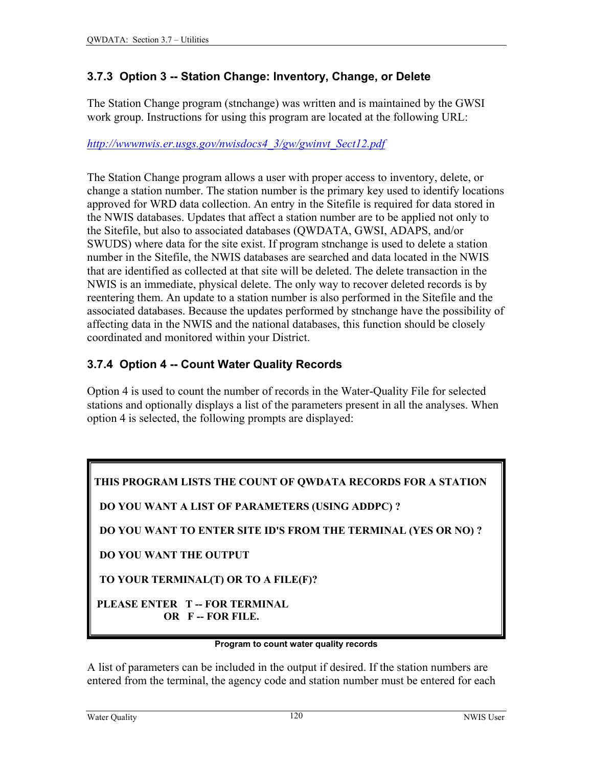### 3.7.3 Option 3 -- Station Change: Inventory, Change, or Delete

The Station Change program (stnchange) was written and is maintained by the GWSI work group. Instructions for using this program are located at the following URL:

*http://wwwnwis.er.usgs.gov/nwisdocs4_3/gw/gwinvt_Sect12.pdf*

The Station Change program allows a user with proper access to inventory, delete, or change a station number. The station number is the primary key used to identify locations approved for WRD data collection. An entry in the Sitefile is required for data stored in the NWIS databases. Updates that affect a station number are to be applied not only to the Sitefile, but also to associated databases (QWDATA, GWSI, ADAPS, and/or SWUDS) where data for the site exist. If program stnchange is used to delete a station number in the Sitefile, the NWIS databases are searched and data located in the NWIS that are identified as collected at that site will be deleted. The delete transaction in the NWIS is an immediate, physical delete. The only way to recover deleted records is by reentering them. An update to a station number is also performed in the Sitefile and the associated databases. Because the updates performed by stnchange have the possibility of affecting data in the NWIS and the national databases, this function should be closely coordinated and monitored within your District.

### 3.7.4 Option 4 -- Count Water Quality Records

Option 4 is used to count the number of records in the Water-Quality File for selected stations and optionally displays a list of the parameters present in all the analyses. When option 4 is selected, the following prompts are displayed:

```
THIS PROGRAM LISTS THE COUNT OF QWDATA RECORDS FOR A STATION

 DO YOU WANT A LIST OF PARAMETERS (USING ADDPC) ?

 DO YOU WANT TO ENTER SITE ID'S FROM THE TERMINAL (YES OR NO) ?

 DO YOU WANT THE OUTPUT

 TO YOUR TERMINAL(T) OR TO A FILE(F)?

PLEASE ENTER   T -- FOR TERMINAL
           OR   F -- FOR FILE.
```

**Program to count water quality records**

A list of parameters can be included in the output if desired. If the station numbers are entered from the terminal, the agency code and station number must be entered for each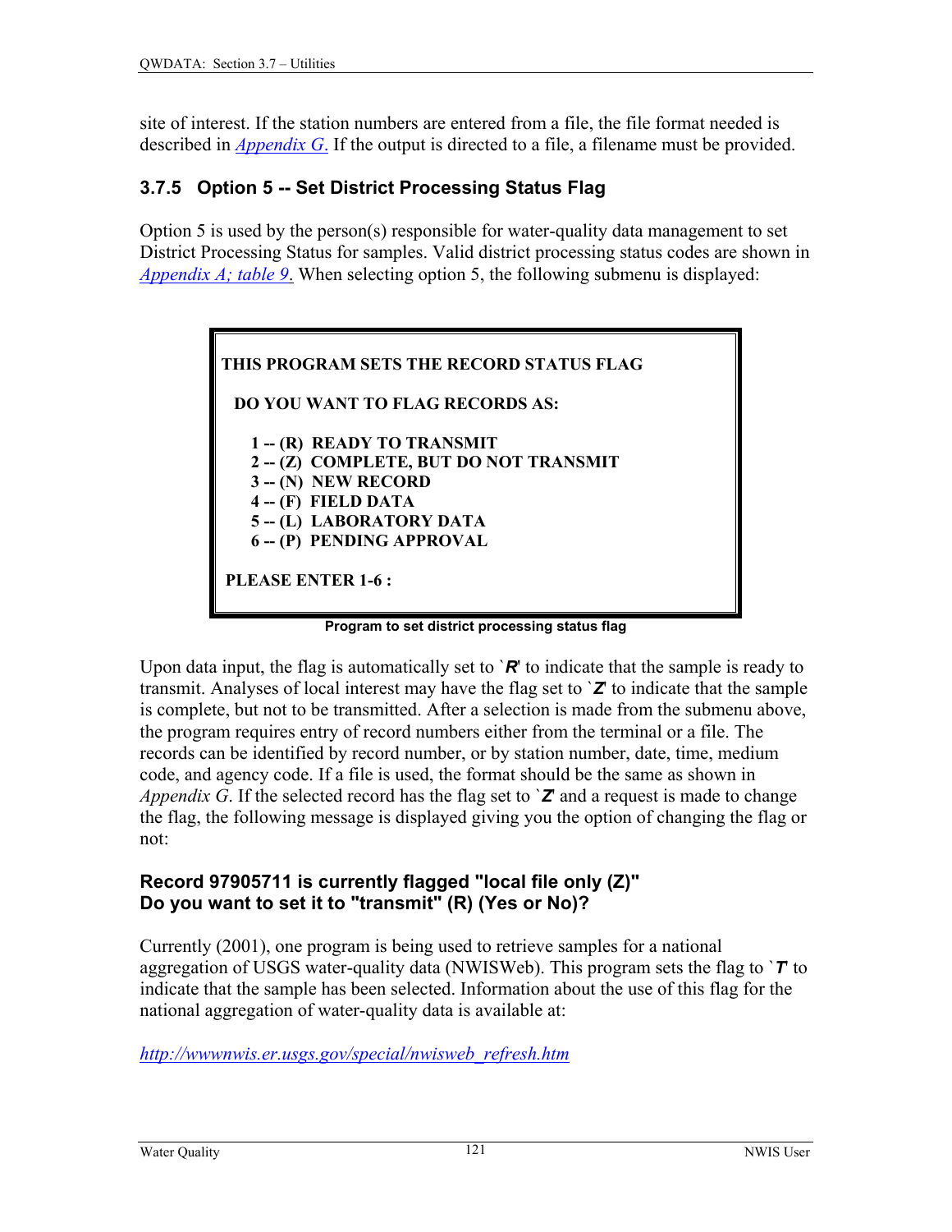site of interest. If the station numbers are entered from a file, the file format needed is described in *Appendix G*. If the output is directed to a file, a filename must be provided.

### 3.7.5 Option 5 -- Set District Processing Status Flag

Option 5 is used by the person(s) responsible for water-quality data management to set District Processing Status for samples. Valid district processing status codes are shown in *Appendix A; table 9*. When selecting option 5, the following submenu is displayed:

```
THIS PROGRAM SETS THE RECORD STATUS FLAG

  DO YOU WANT TO FLAG RECORDS AS:

    1 -- (R)  READY TO TRANSMIT
    2 -- (Z)  COMPLETE, BUT DO NOT TRANSMIT
    3 -- (N)  NEW RECORD
    4 -- (F)  FIELD DATA
    5 -- (L)  LABORATORY DATA
    6 -- (P)  PENDING APPROVAL

 PLEASE ENTER 1-6 :
```

**Program to set district processing status flag**

Upon data input, the flag is automatically set to `***R***' to indicate that the sample is ready to transmit. Analyses of local interest may have the flag set to `***Z***' to indicate that the sample is complete, but not to be transmitted. After a selection is made from the submenu above, the program requires entry of record numbers either from the terminal or a file. The records can be identified by record number, or by station number, date, time, medium code, and agency code. If a file is used, the format should be the same as shown in *Appendix G*. If the selected record has the flag set to `***Z***' and a request is made to change the flag, the following message is displayed giving you the option of changing the flag or not:

**Record 97905711 is currently flagged "local file only (Z)"**
**Do you want to set it to "transmit" (R) (Yes or No)?**

Currently (2001), one program is being used to retrieve samples for a national aggregation of USGS water-quality data (NWISWeb). This program sets the flag to `***T***' to indicate that the sample has been selected. Information about the use of this flag for the national aggregation of water-quality data is available at:

*http://wwwnwis.er.usgs.gov/special/nwisweb_refresh.htm*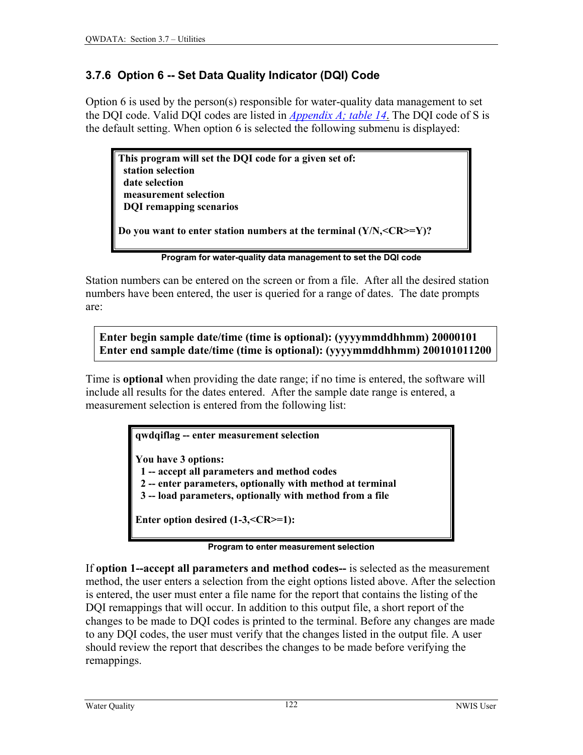### 3.7.6 Option 6 -- Set Data Quality Indicator (DQI) Code

Option 6 is used by the person(s) responsible for water-quality data management to set the DQI code. Valid DQI codes are listed in *Appendix A; table 14*. The DQI code of S is the default setting. When option 6 is selected the following submenu is displayed:

```
This program will set the DQI code for a given set of:
  station selection
  date selection
  measurement selection
  DQI remapping scenarios

Do you want to enter station numbers at the terminal (Y/N,<CR>=Y)?
```

**Program for water-quality data management to set the DQI code**

Station numbers can be entered on the screen or from a file. After all the desired station numbers have been entered, the user is queried for a range of dates. The date prompts are:

```
Enter begin sample date/time (time is optional): (yyyymmddhhmm) 20000101
Enter end sample date/time (time is optional): (yyyymmddhhmm) 200101011200
```

Time is **optional** when providing the date range; if no time is entered, the software will include all results for the dates entered. After the sample date range is entered, a measurement selection is entered from the following list:

```
qwdqiflag -- enter measurement selection

You have 3 options:
  1 -- accept all parameters and method codes
  2 -- enter parameters, optionally with method at terminal
  3 -- load parameters, optionally with method from a file

Enter option desired (1-3,<CR>=1):
```

**Program to enter measurement selection**

If **option 1--accept all parameters and method codes--** is selected as the measurement method, the user enters a selection from the eight options listed above. After the selection is entered, the user must enter a file name for the report that contains the listing of the DQI remappings that will occur. In addition to this output file, a short report of the changes to be made to DQI codes is printed to the terminal. Before any changes are made to any DQI codes, the user must verify that the changes listed in the output file. A user should review the report that describes the changes to be made before verifying the remappings.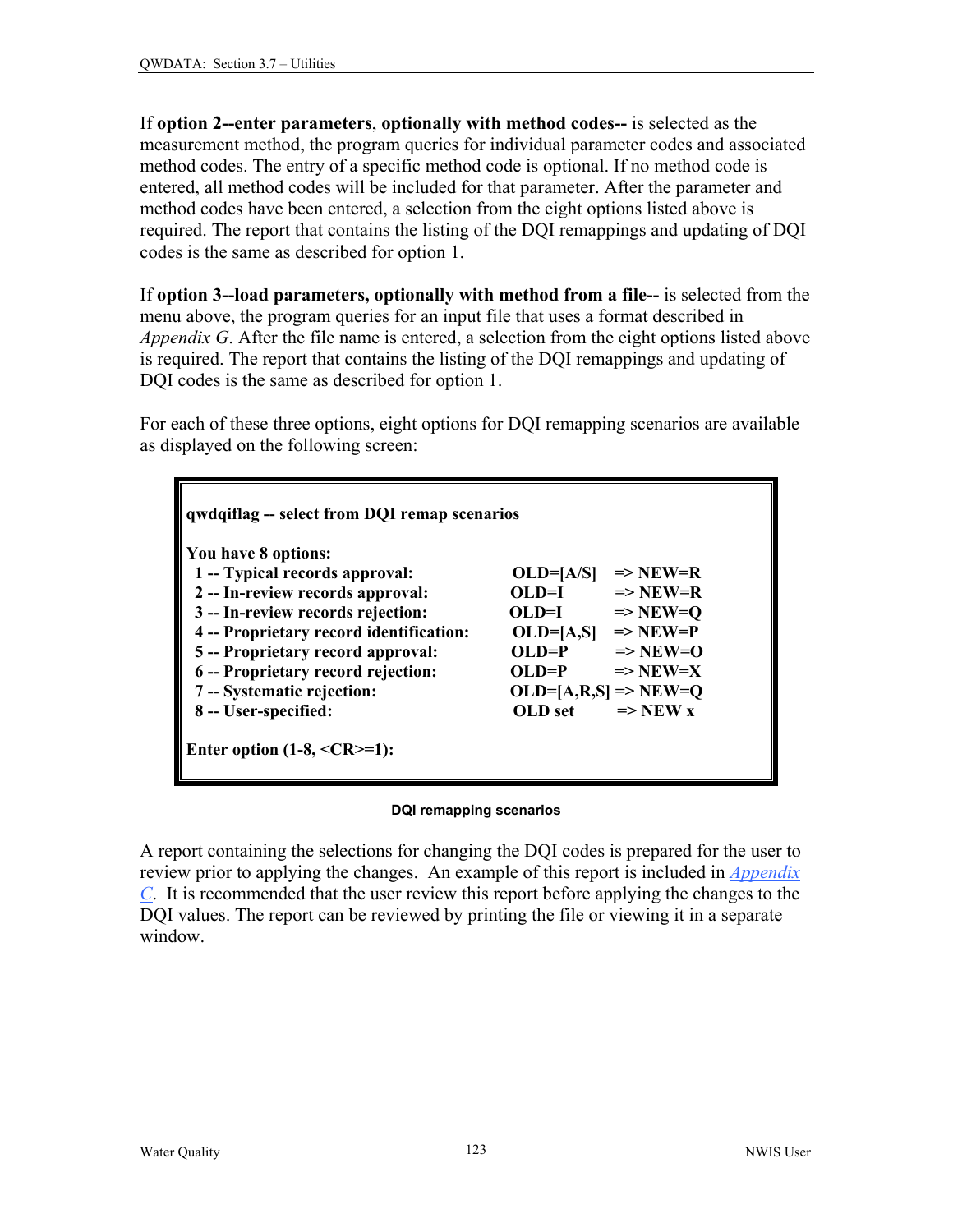If **option 2--enter parameters**, **optionally with method codes--** is selected as the measurement method, the program queries for individual parameter codes and associated method codes. The entry of a specific method code is optional. If no method code is entered, all method codes will be included for that parameter. After the parameter and method codes have been entered, a selection from the eight options listed above is required. The report that contains the listing of the DQI remappings and updating of DQI codes is the same as described for option 1.

If **option 3--load parameters, optionally with method from a file--** is selected from the menu above, the program queries for an input file that uses a format described in *Appendix G*. After the file name is entered, a selection from the eight options listed above is required. The report that contains the listing of the DQI remappings and updating of DQI codes is the same as described for option 1.

For each of these three options, eight options for DQI remapping scenarios are available as displayed on the following screen:

```
qwdqiflag -- select from DQI remap scenarios

You have 8 options:
  1 -- Typical records approval:          OLD=[A/S]    => NEW=R
  2 -- In-review records approval:        OLD=I        => NEW=R
  3 -- In-review records rejection:       OLD=I        => NEW=Q
  4 -- Proprietary record identification: OLD=[A,S]    => NEW=P
  5 -- Proprietary record approval:       OLD=P        => NEW=O
  6 -- Proprietary record rejection:      OLD=P        => NEW=X
  7 -- Systematic rejection:              OLD=[A,R,S]  => NEW=Q
  8 -- User-specified:                    OLD set      => NEW x

Enter option (1-8, <CR>=1):
```

**DQI remapping scenarios**

A report containing the selections for changing the DQI codes is prepared for the user to review prior to applying the changes. An example of this report is included in *Appendix C*. It is recommended that the user review this report before applying the changes to the DQI values. The report can be reviewed by printing the file or viewing it in a separate window.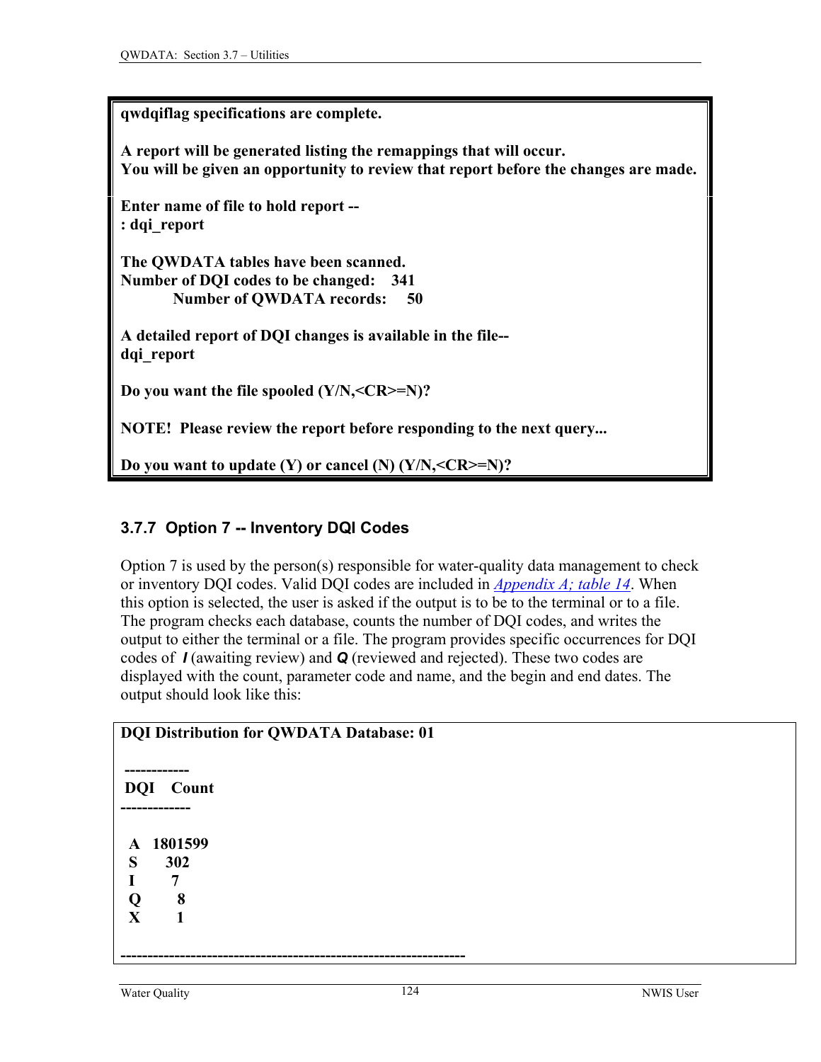```
qwdqiflag specifications are complete.

A report will be generated listing the remappings that will occur.
You will be given an opportunity to review that report before the changes are made.

Enter name of file to hold report --
: dqi_report

The QWDATA tables have been scanned.
Number of DQI codes to be changed:    341
          Number of QWDATA records:     50

A detailed report of DQI changes is available in the file--
dqi_report

Do you want the file spooled (Y/N,<CR>=N)?

NOTE!  Please review the report before responding to the next query...

Do you want to update (Y) or cancel (N) (Y/N,<CR>=N)?
```

### 3.7.7 Option 7 -- Inventory DQI Codes

Option 7 is used by the person(s) responsible for water-quality data management to check or inventory DQI codes. Valid DQI codes are included in *Appendix A; table 14*. When this option is selected, the user is asked if the output is to be to the terminal or to a file. The program checks each database, counts the number of DQI codes, and writes the output to either the terminal or a file. The program provides specific occurrences for DQI codes of ***I*** (awaiting review) and ***Q*** (reviewed and rejected). These two codes are displayed with the count, parameter code and name, and the begin and end dates. The output should look like this:

```
DQI Distribution for QWDATA Database: 01

 -----------
 DQI   Count
------------

  A   1801599
  S      302
  I        7
  Q        8
  X        1

--------------------------------------------------------------
```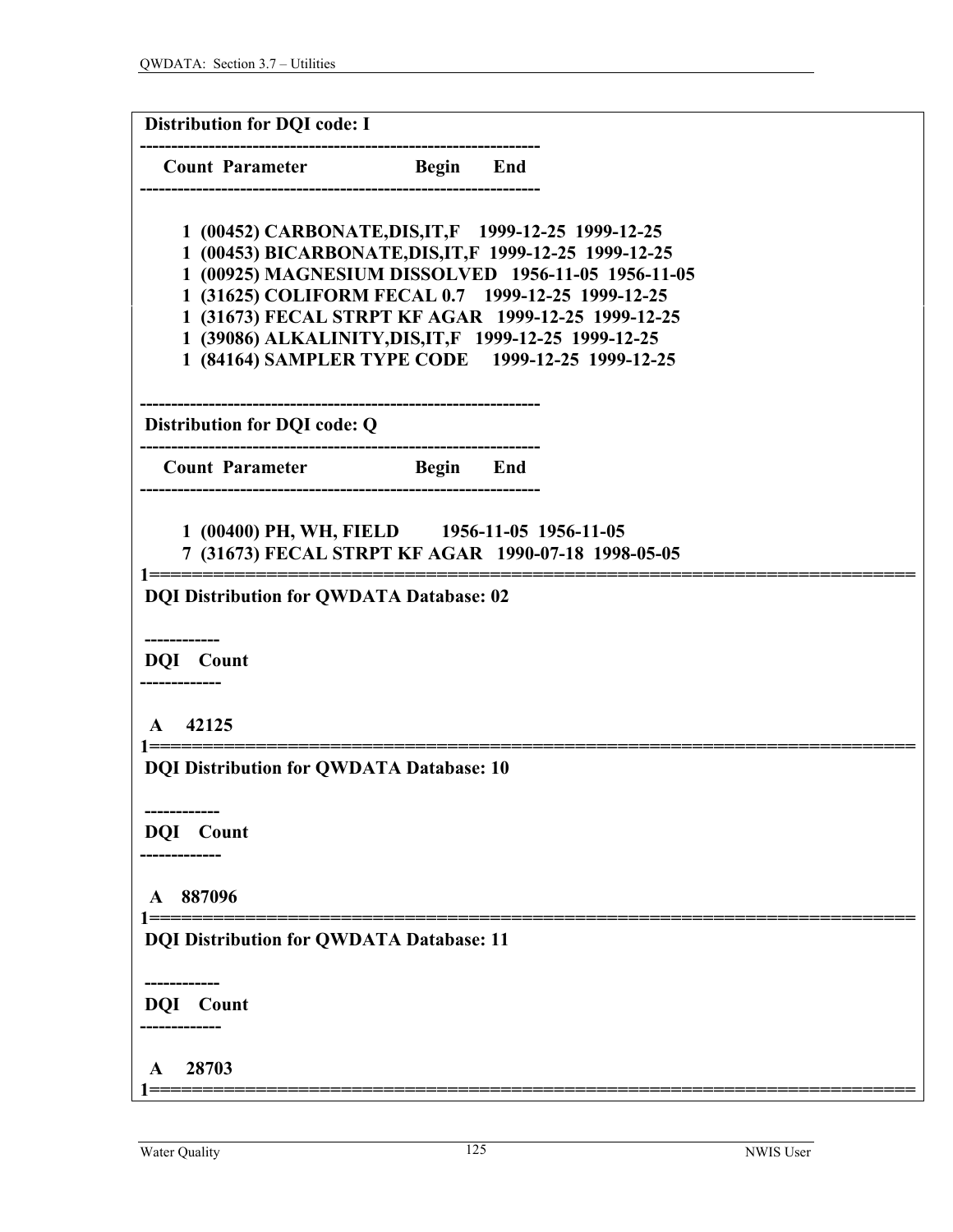```
 Distribution for DQI code: I
----------------------------------------------------------------
    Count  Parameter                    Begin      End
----------------------------------------------------------------

       1  (00452) CARBONATE,DIS,IT,F    1999-12-25  1999-12-25
       1  (00453) BICARBONATE,DIS,IT,F  1999-12-25  1999-12-25
       1  (00925) MAGNESIUM DISSOLVED   1956-11-05  1956-11-05
       1  (31625) COLIFORM FECAL 0.7    1999-12-25  1999-12-25
       1  (31673) FECAL STRPT KF AGAR   1999-12-25  1999-12-25
       1  (39086) ALKALINITY,DIS,IT,F   1999-12-25  1999-12-25
       1  (84164) SAMPLER TYPE CODE     1999-12-25  1999-12-25

----------------------------------------------------------------
 Distribution for DQI code: Q
----------------------------------------------------------------
    Count  Parameter                    Begin      End
----------------------------------------------------------------

       1  (00400) PH, WH, FIELD         1956-11-05  1956-11-05
       7  (31673) FECAL STRPT KF AGAR   1990-07-18  1998-05-05
1==========================================================================
 DQI Distribution for QWDATA Database: 02

 ------------
 DQI    Count
-------------

  A     42125
1==========================================================================
 DQI Distribution for QWDATA Database: 10

 ------------
 DQI    Count
-------------

  A    887096
1==========================================================================
 DQI Distribution for QWDATA Database: 11

 ------------
 DQI    Count
-------------

  A     28703
1==========================================================================
```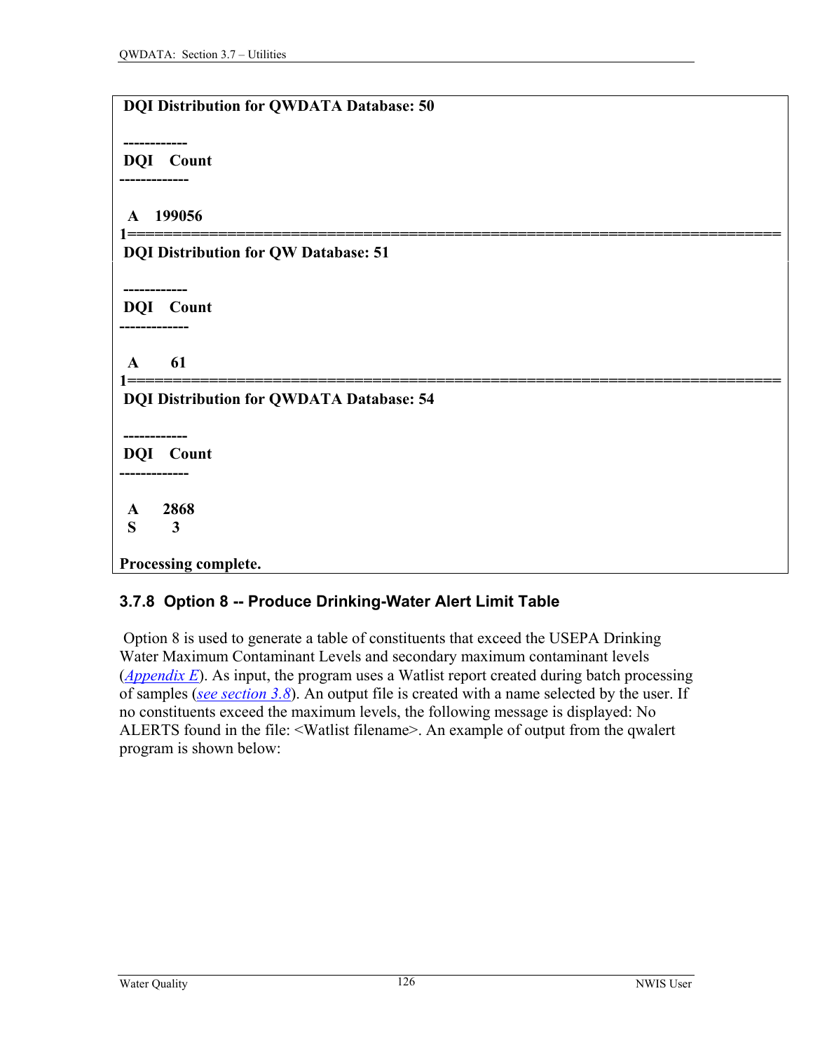```
 DQI Distribution for QWDATA Database: 50

 ------------
 DQI    Count
-------------

  A    199056
1======================================================================
 DQI Distribution for QW Database: 51

 ------------
 DQI    Count
-------------

  A       61
1======================================================================
 DQI Distribution for QWDATA Database: 54

 ------------
 DQI    Count
-------------

  A     2868
  S        3

Processing complete.
```

### 3.7.8 Option 8 -- Produce Drinking-Water Alert Limit Table

Option 8 is used to generate a table of constituents that exceed the USEPA Drinking Water Maximum Contaminant Levels and secondary maximum contaminant levels (*Appendix E*). As input, the program uses a Watlist report created during batch processing of samples (*see section 3.8*). An output file is created with a name selected by the user. If no constituents exceed the maximum levels, the following message is displayed: No ALERTS found in the file: <Watlist filename>. An example of output from the qwalert program is shown below: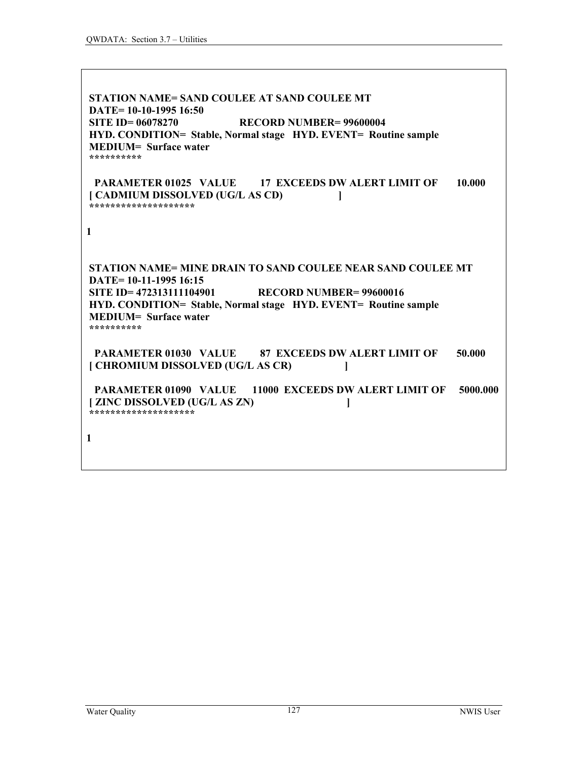```
STATION NAME= SAND COULEE AT SAND COULEE MT
DATE= 10-10-1995 16:50
SITE ID= 06078270                    RECORD NUMBER= 99600004
HYD. CONDITION=  Stable, Normal stage   HYD. EVENT=  Routine sample
MEDIUM=  Surface water
**********

  PARAMETER 01025   VALUE        17  EXCEEDS DW ALERT LIMIT OF       10.000
[ CADMIUM DISSOLVED (UG/L AS CD)                  ]
********************

1


STATION NAME= MINE DRAIN TO SAND COULEE NEAR SAND COULEE MT
DATE= 10-11-1995 16:15
SITE ID= 472313111104901              RECORD NUMBER= 99600016
HYD. CONDITION=  Stable, Normal stage   HYD. EVENT=  Routine sample
MEDIUM=  Surface water
**********

  PARAMETER 01030   VALUE        87  EXCEEDS DW ALERT LIMIT OF       50.000
[ CHROMIUM DISSOLVED (UG/L AS CR)                 ]

  PARAMETER 01090   VALUE     11000  EXCEEDS DW ALERT LIMIT OF     5000.000
[ ZINC DISSOLVED (UG/L AS ZN)                     ]
********************

1
```